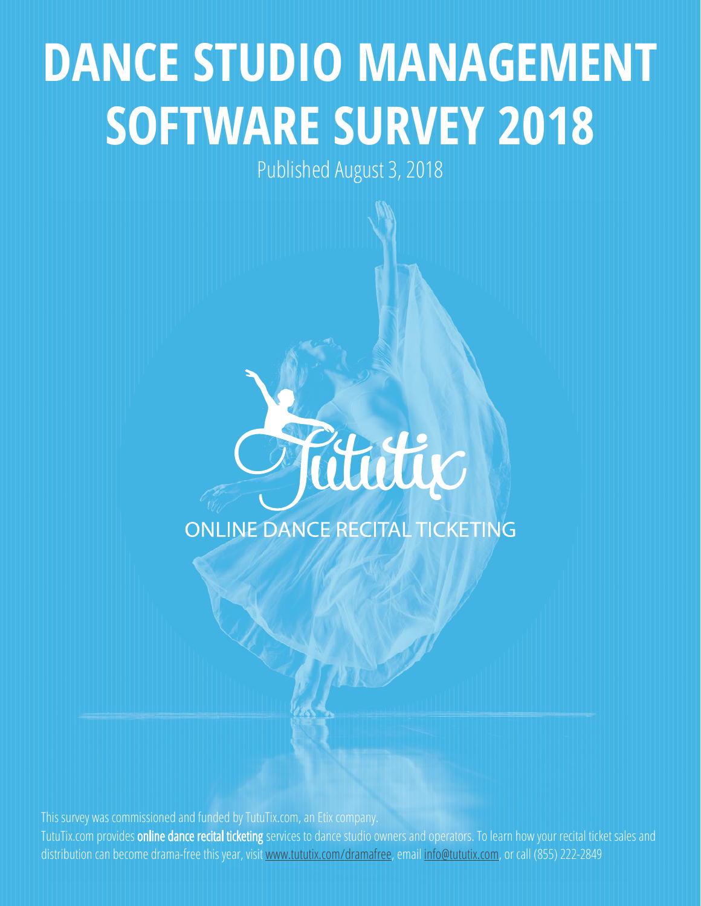# DANCE STUDIO MANAGEMENT SOFTWARE SURVEY 2018

Published August 3, 2018

Tututix

ONLINE DANCE RECITAL TICKETING

This survey was commissioned and funded by TutuTix.com, an Etix company.

TutuTix.com provides **online dance recital ticketing** services to dance studio owners and operators. To learn how your recital ticket sales and distribution can become drama-free this year, visit www.tututix.com/dramafree, email info@tututix.com, or call (855) 222-2849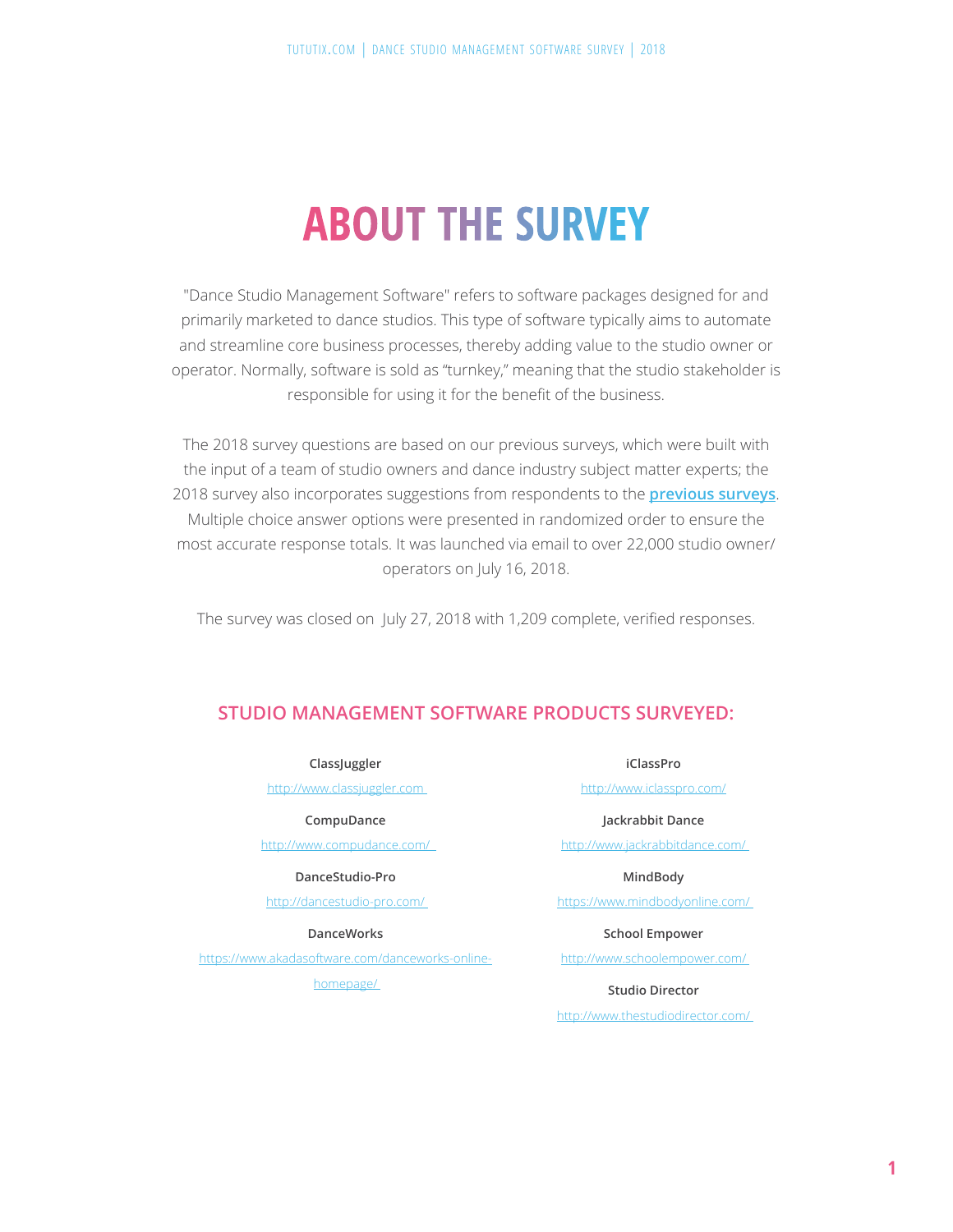# ABOUT THE SURVEY

"Dance Studio Management Software" refers to software packages designed for and primarily marketed to dance studios. This type of software typically aims to automate and streamline core business processes, thereby adding value to the studio owner or operator. Normally, software is sold as "turnkey," meaning that the studio stakeholder is responsible for using it for the benefit of the business.

The 2018 survey questions are based on our previous surveys, which were built with the input of a team of studio owners and dance industry subject matter experts; the 2018 survey also incorporates suggestions from respondents to the **previous surveys**. Multiple choice answer options were presented in randomized order to ensure the most accurate response totals. It was launched via email to over 22,000 studio owner/operators on July 16, 2018.

The survey was closed on July 27, 2018 with 1,209 complete, verified responses.

## STUDIO MANAGEMENT SOFTWARE PRODUCTS SURVEYED:

**ClassJuggler**
http://www.classjuggler.com

**CompuDance**
http://www.compudance.com/

**DanceStudio-Pro**
http://dancestudio-pro.com/

**DanceWorks**
https://www.akadasoftware.com/danceworks-online-homepage/

**iClassPro**
http://www.iclasspro.com/

**Jackrabbit Dance**
http://www.jackrabbitdance.com/

**MindBody**
https://www.mindbodyonline.com/

**School Empower**
http://www.schoolempower.com/

**Studio Director**
http://www.thestudiodirector.com/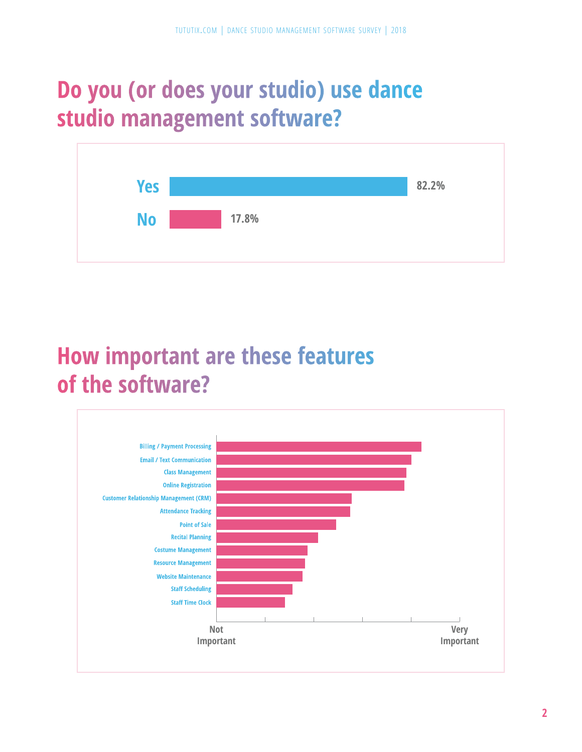## Do you (or does your studio) use dance studio management software?

| Response | Percentage |
| --- | --- |
| Yes | 82.2% |
| No | 17.8% |

## How important are these features of the software?

Billing / Payment Processing

Email / Text Communication

Class Management

Online Registration

Customer Relationship Management (CRM)

Attendance Tracking

Point of Sale

Recital Planning

Costume Management

Resource Management

Website Maintenance

Staff Scheduling

Staff Time Clock

Not Important — Very Important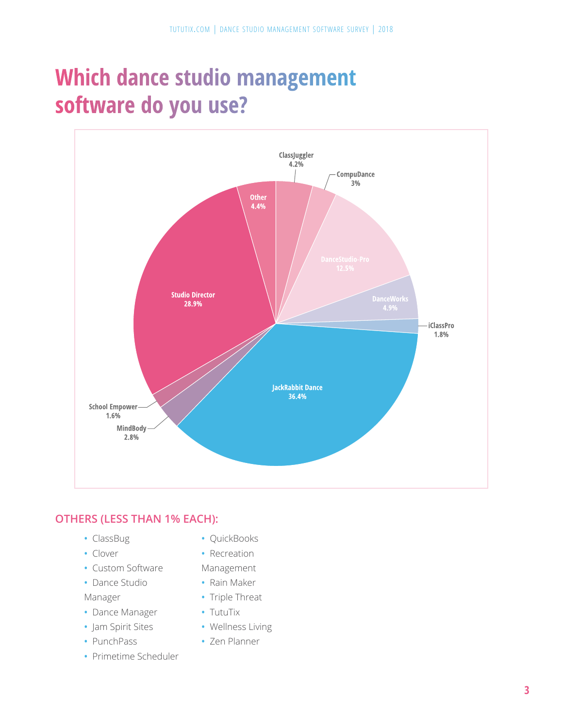# Which dance studio management software do you use?

ClassJuggler 4.2%
CompuDance 3%
Other 4.4%
DanceStudio-Pro 12.5%
Studio Director 28.9%
DanceWorks 4.9%
iClassPro 1.8%
JackRabbit Dance 36.4%
School Empower 1.6%
MindBody 2.8%

## OTHERS (LESS THAN 1% EACH):

- ClassBug
- Clover
- Custom Software
- Dance Studio Manager
- Dance Manager
- Jam Spirit Sites
- PunchPass
- Primetime Scheduler
- QuickBooks
- Recreation Management
- Rain Maker
- Triple Threat
- TutuTix
- Wellness Living
- Zen Planner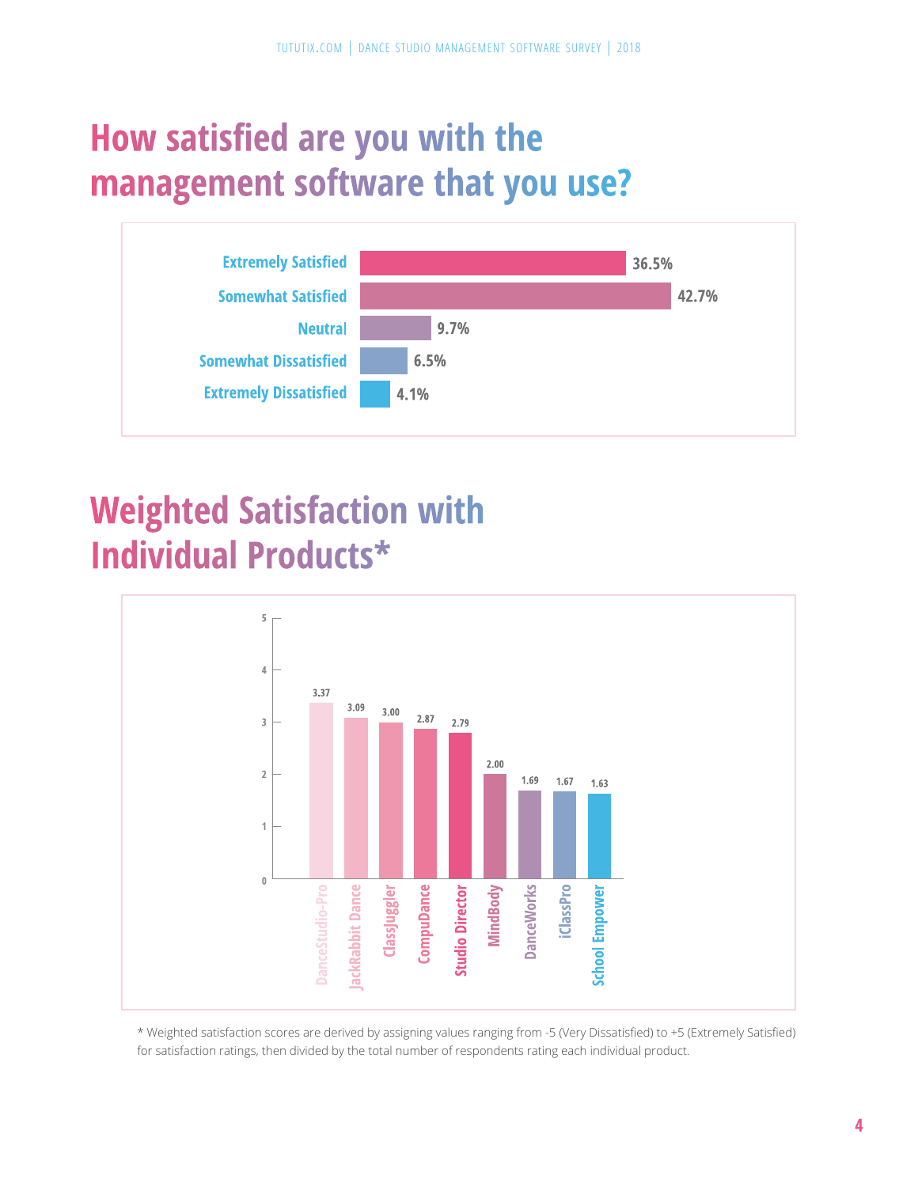## How satisfied are you with the management software that you use?

| Response | Percentage |
|---|---|
| Extremely Satisfied | 36.5% |
| Somewhat Satisfied | 42.7% |
| Neutral | 9.7% |
| Somewhat Dissatisfied | 6.5% |
| Extremely Dissatisfied | 4.1% |

## Weighted Satisfaction with Individual Products*

| Product | Weighted Satisfaction |
|---|---|
| DanceStudio-Pro | 3.37 |
| JackRabbit Dance | 3.09 |
| ClassJuggler | 3.00 |
| CompuDance | 2.87 |
| Studio Director | 2.79 |
| MindBody | 2.00 |
| DanceWorks | 1.69 |
| iClassPro | 1.67 |
| School Empower | 1.63 |

* Weighted satisfaction scores are derived by assigning values ranging from -5 (Very Dissatisfied) to +5 (Extremely Satisfied) for satisfaction ratings, then divided by the total number of respondents rating each individual product.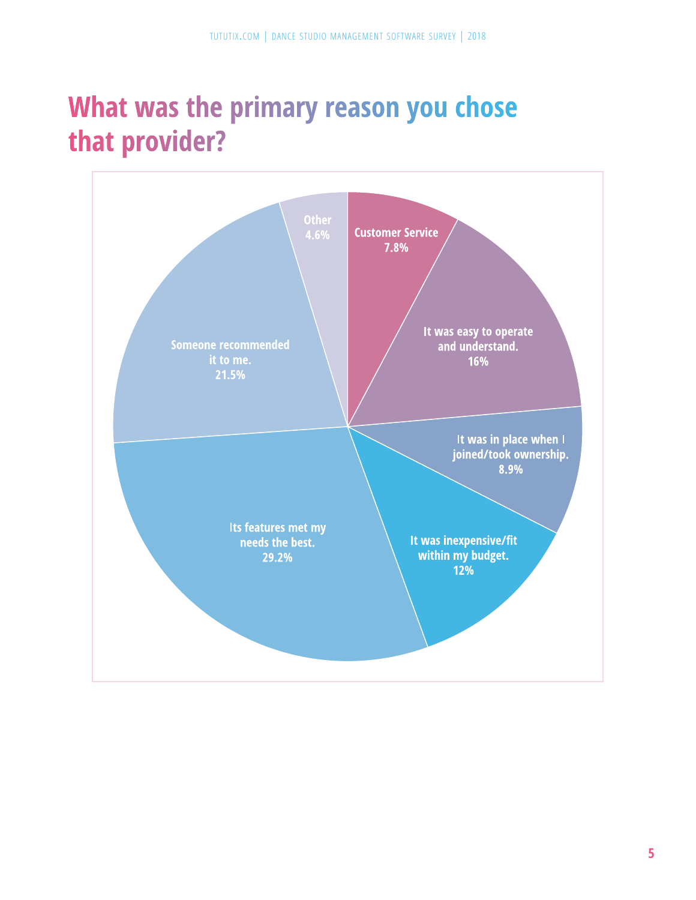# What was the primary reason you chose that provider?

Customer Service
7.8%

It was easy to operate and understand.
16%

It was in place when I joined/took ownership.
8.9%

It was inexpensive/fit within my budget.
12%

Its features met my needs the best.
29.2%

Someone recommended it to me.
21.5%

Other
4.6%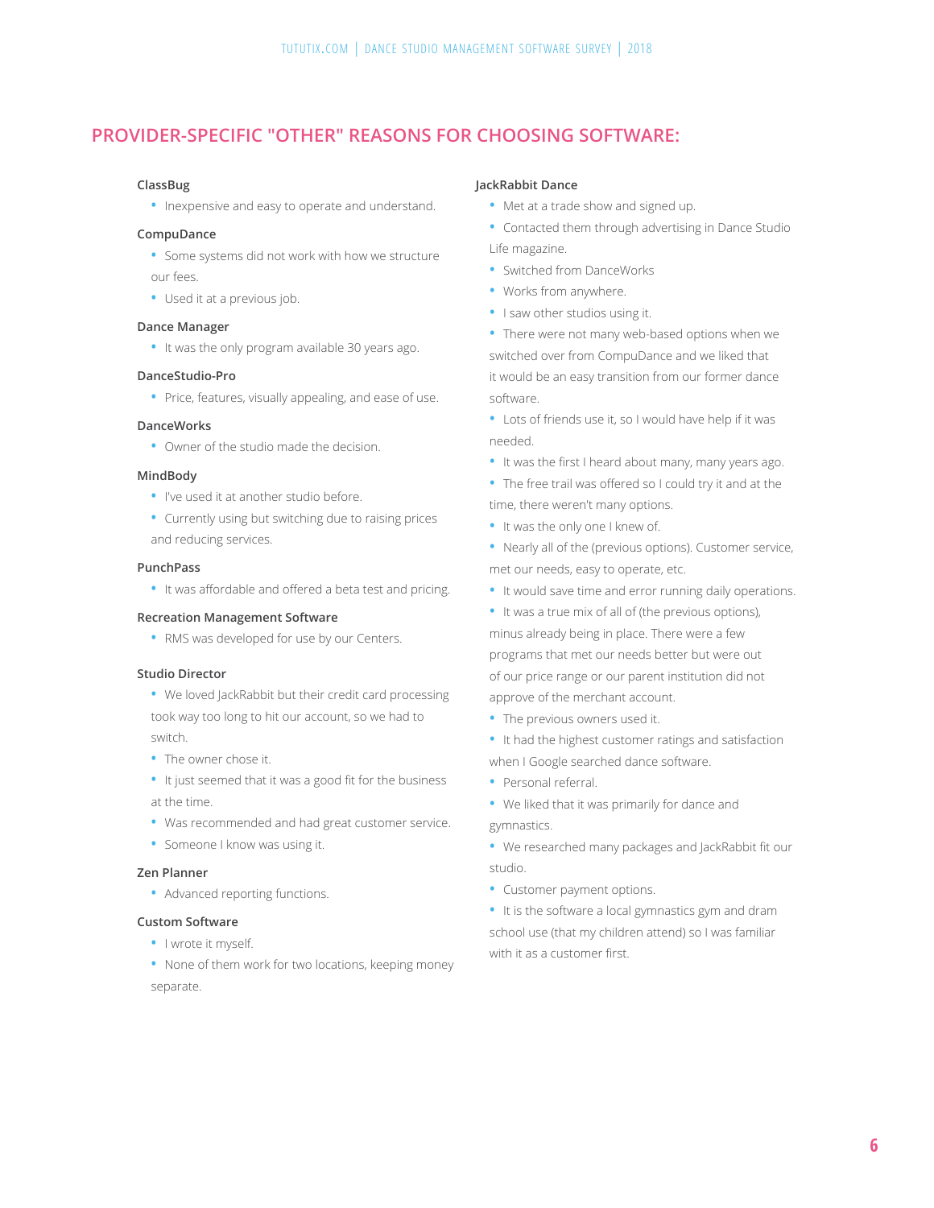## PROVIDER-SPECIFIC "OTHER" REASONS FOR CHOOSING SOFTWARE:

**ClassBug**

- Inexpensive and easy to operate and understand.

**CompuDance**

- Some systems did not work with how we structure our fees.
- Used it at a previous job.

**Dance Manager**

- It was the only program available 30 years ago.

**DanceStudio-Pro**

- Price, features, visually appealing, and ease of use.

**DanceWorks**

- Owner of the studio made the decision.

**MindBody**

- I've used it at another studio before.
- Currently using but switching due to raising prices and reducing services.

**PunchPass**

- It was affordable and offered a beta test and pricing.

**Recreation Management Software**

- RMS was developed for use by our Centers.

**Studio Director**

- We loved JackRabbit but their credit card processing took way too long to hit our account, so we had to switch.
- The owner chose it.
- It just seemed that it was a good fit for the business at the time.
- Was recommended and had great customer service.
- Someone I know was using it.

**Zen Planner**

- Advanced reporting functions.

**Custom Software**

- I wrote it myself.
- None of them work for two locations, keeping money separate.

**JackRabbit Dance**

- Met at a trade show and signed up.
- Contacted them through advertising in Dance Studio Life magazine.
- Switched from DanceWorks
- Works from anywhere.
- I saw other studios using it.
- There were not many web-based options when we switched over from CompuDance and we liked that it would be an easy transition from our former dance software.
- Lots of friends use it, so I would have help if it was needed.
- It was the first I heard about many, many years ago.
- The free trail was offered so I could try it and at the time, there weren't many options.
- It was the only one I knew of.
- Nearly all of the (previous options). Customer service, met our needs, easy to operate, etc.
- It would save time and error running daily operations.
- It was a true mix of all of (the previous options), minus already being in place. There were a few programs that met our needs better but were out of our price range or our parent institution did not approve of the merchant account.
- The previous owners used it.
- It had the highest customer ratings and satisfaction when I Google searched dance software.
- Personal referral.
- We liked that it was primarily for dance and gymnastics.
- We researched many packages and JackRabbit fit our studio.
- Customer payment options.
- It is the software a local gymnastics gym and dram school use (that my children attend) so I was familiar with it as a customer first.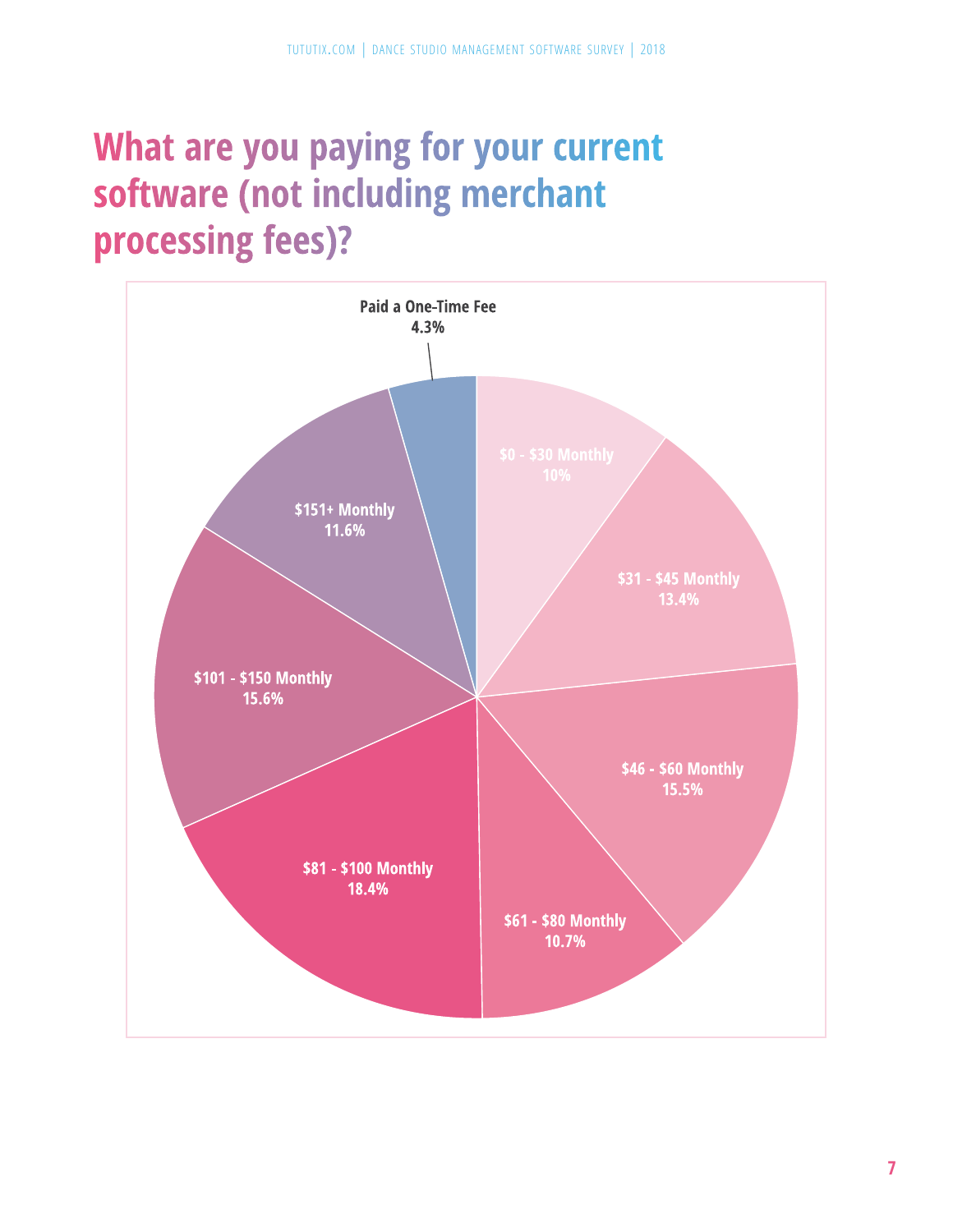# What are you paying for your current software (not including merchant processing fees)?

Paid a One-Time Fee
4.3%

$0 - $30 Monthly
10%

$31 - $45 Monthly
13.4%

$46 - $60 Monthly
15.5%

$61 - $80 Monthly
10.7%

$81 - $100 Monthly
18.4%

$101 - $150 Monthly
15.6%

$151+ Monthly
11.6%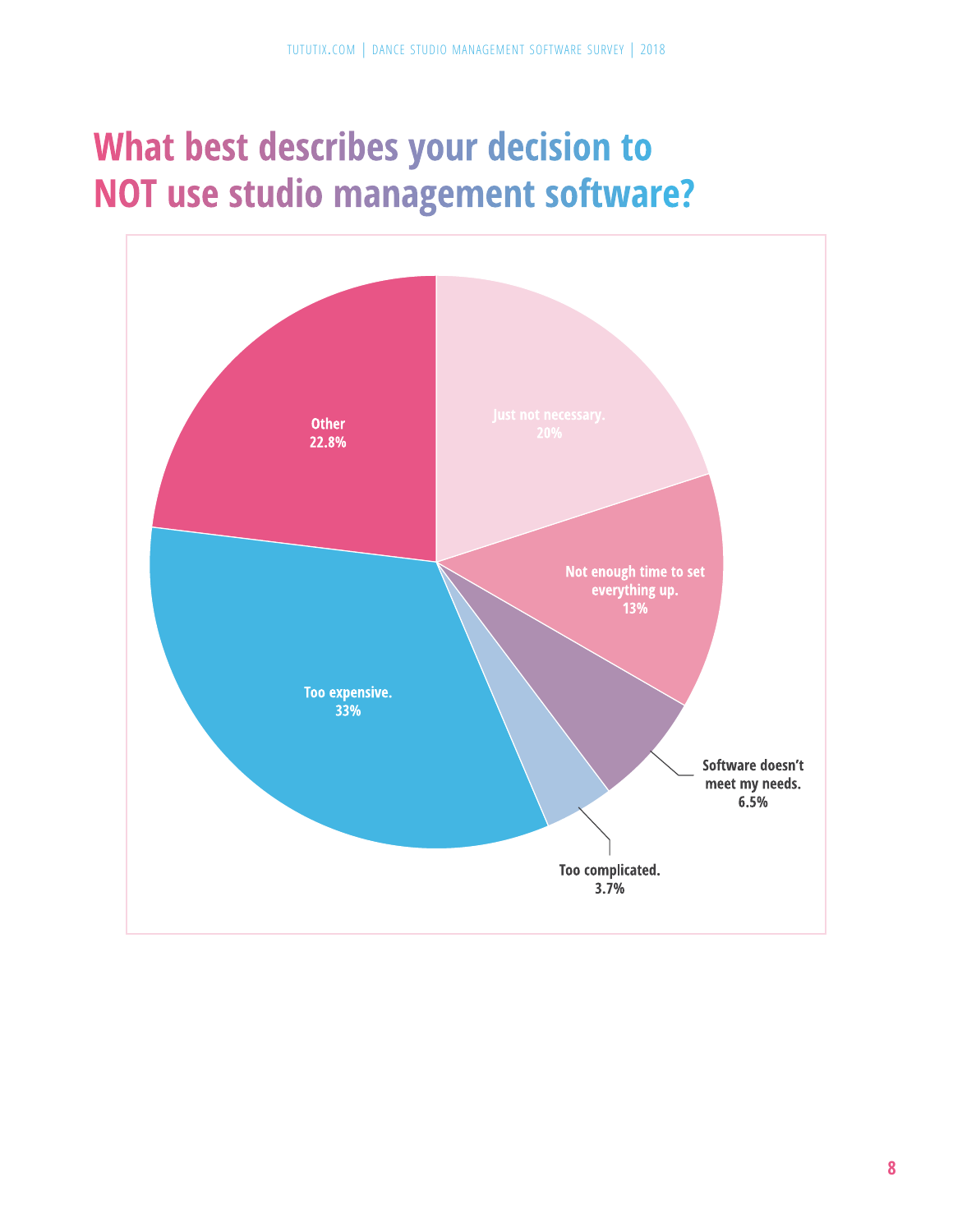# What best describes your decision to NOT use studio management software?

Just not necessary.
20%

Not enough time to set everything up.
13%

Software doesn't meet my needs.
6.5%

Too complicated.
3.7%

Too expensive.
33%

Other
22.8%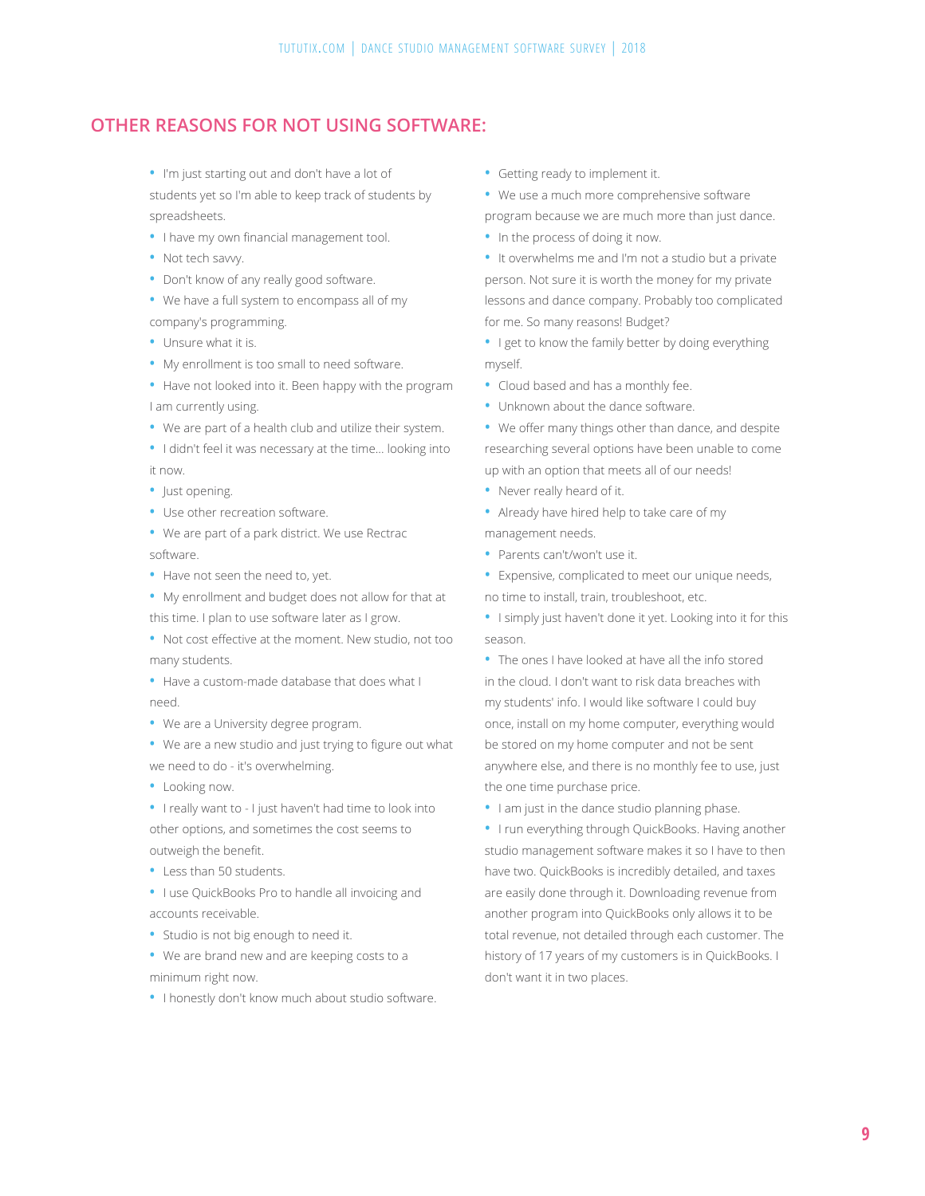## OTHER REASONS FOR NOT USING SOFTWARE:

- I'm just starting out and don't have a lot of students yet so I'm able to keep track of students by spreadsheets.
- I have my own financial management tool.
- Not tech savvy.
- Don't know of any really good software.
- We have a full system to encompass all of my company's programming.
- Unsure what it is.
- My enrollment is too small to need software.
- Have not looked into it. Been happy with the program I am currently using.
- We are part of a health club and utilize their system.
- I didn't feel it was necessary at the time... looking into it now.
- Just opening.
- Use other recreation software.
- We are part of a park district. We use Rectrac software.
- Have not seen the need to, yet.
- My enrollment and budget does not allow for that at this time. I plan to use software later as I grow.
- Not cost effective at the moment. New studio, not too many students.
- Have a custom-made database that does what I need.
- We are a University degree program.
- We are a new studio and just trying to figure out what we need to do - it's overwhelming.
- Looking now.
- I really want to - I just haven't had time to look into other options, and sometimes the cost seems to outweigh the benefit.
- Less than 50 students.
- I use QuickBooks Pro to handle all invoicing and accounts receivable.
- Studio is not big enough to need it.
- We are brand new and are keeping costs to a minimum right now.
- I honestly don't know much about studio software.
- Getting ready to implement it.
- We use a much more comprehensive software program because we are much more than just dance.
- In the process of doing it now.
- It overwhelms me and I'm not a studio but a private person. Not sure it is worth the money for my private lessons and dance company. Probably too complicated for me. So many reasons! Budget?
- I get to know the family better by doing everything myself.
- Cloud based and has a monthly fee.
- Unknown about the dance software.
- We offer many things other than dance, and despite researching several options have been unable to come up with an option that meets all of our needs!
- Never really heard of it.
- Already have hired help to take care of my management needs.
- Parents can't/won't use it.
- Expensive, complicated to meet our unique needs, no time to install, train, troubleshoot, etc.
- I simply just haven't done it yet. Looking into it for this season.
- The ones I have looked at have all the info stored in the cloud. I don't want to risk data breaches with my students' info. I would like software I could buy once, install on my home computer, everything would be stored on my home computer and not be sent anywhere else, and there is no monthly fee to use, just the one time purchase price.
- I am just in the dance studio planning phase.
- I run everything through QuickBooks. Having another studio management software makes it so I have to then have two. QuickBooks is incredibly detailed, and taxes are easily done through it. Downloading revenue from another program into QuickBooks only allows it to be total revenue, not detailed through each customer. The history of 17 years of my customers is in QuickBooks. I don't want it in two places.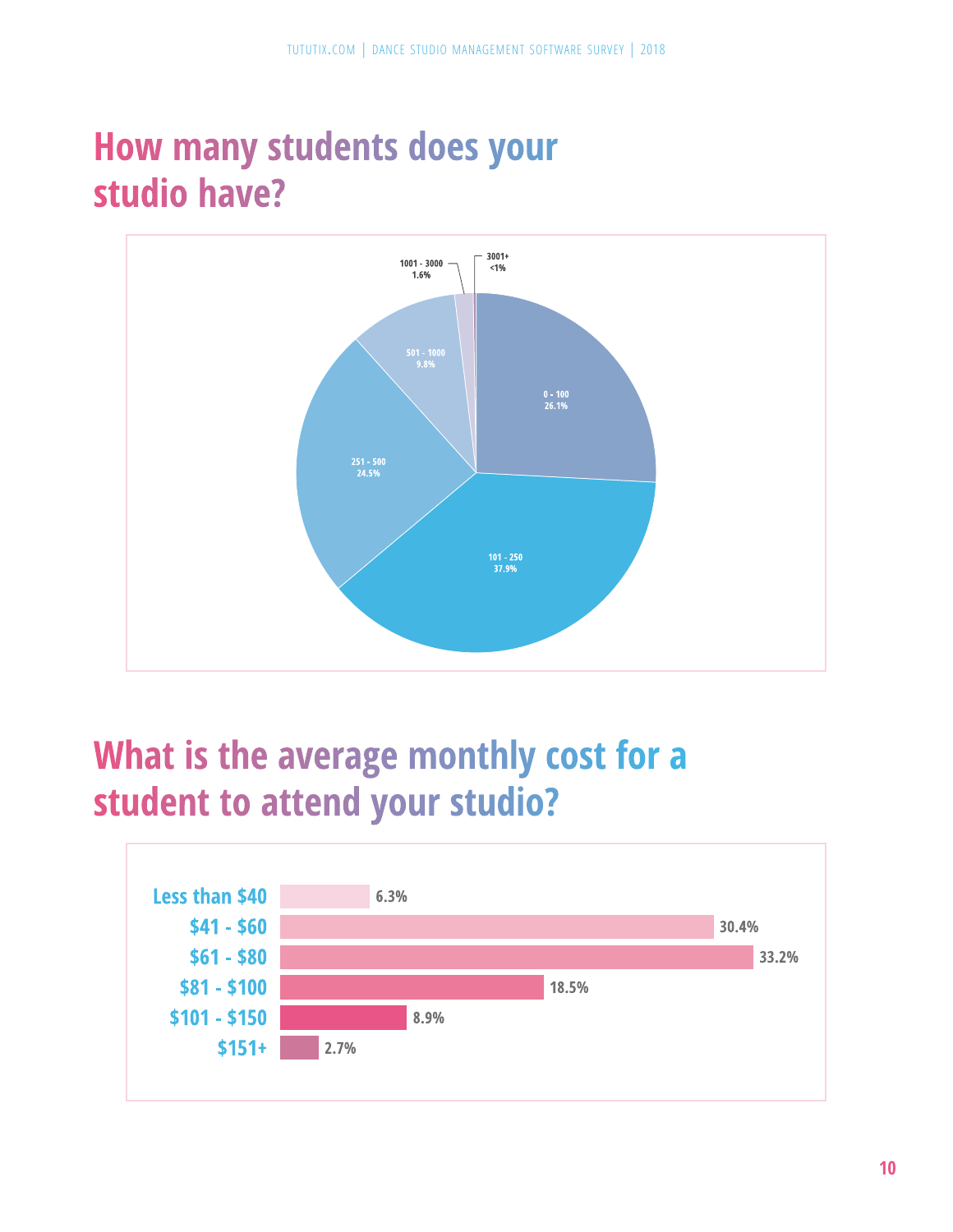## How many students does your studio have?

| Number of students | Percentage |
|---|---|
| 0 - 100 | 26.1% |
| 101 - 250 | 37.9% |
| 251 - 500 | 24.5% |
| 501 - 1000 | 9.8% |
| 1001 - 3000 | 1.6% |
| 3001+ | <1% |

## What is the average monthly cost for a student to attend your studio?

| Average monthly cost | Percentage |
|---|---|
| Less than $40 | 6.3% |
| $41 - $60 | 30.4% |
| $61 - $80 | 33.2% |
| $81 - $100 | 18.5% |
| $101 - $150 | 8.9% |
| $151+ | 2.7% |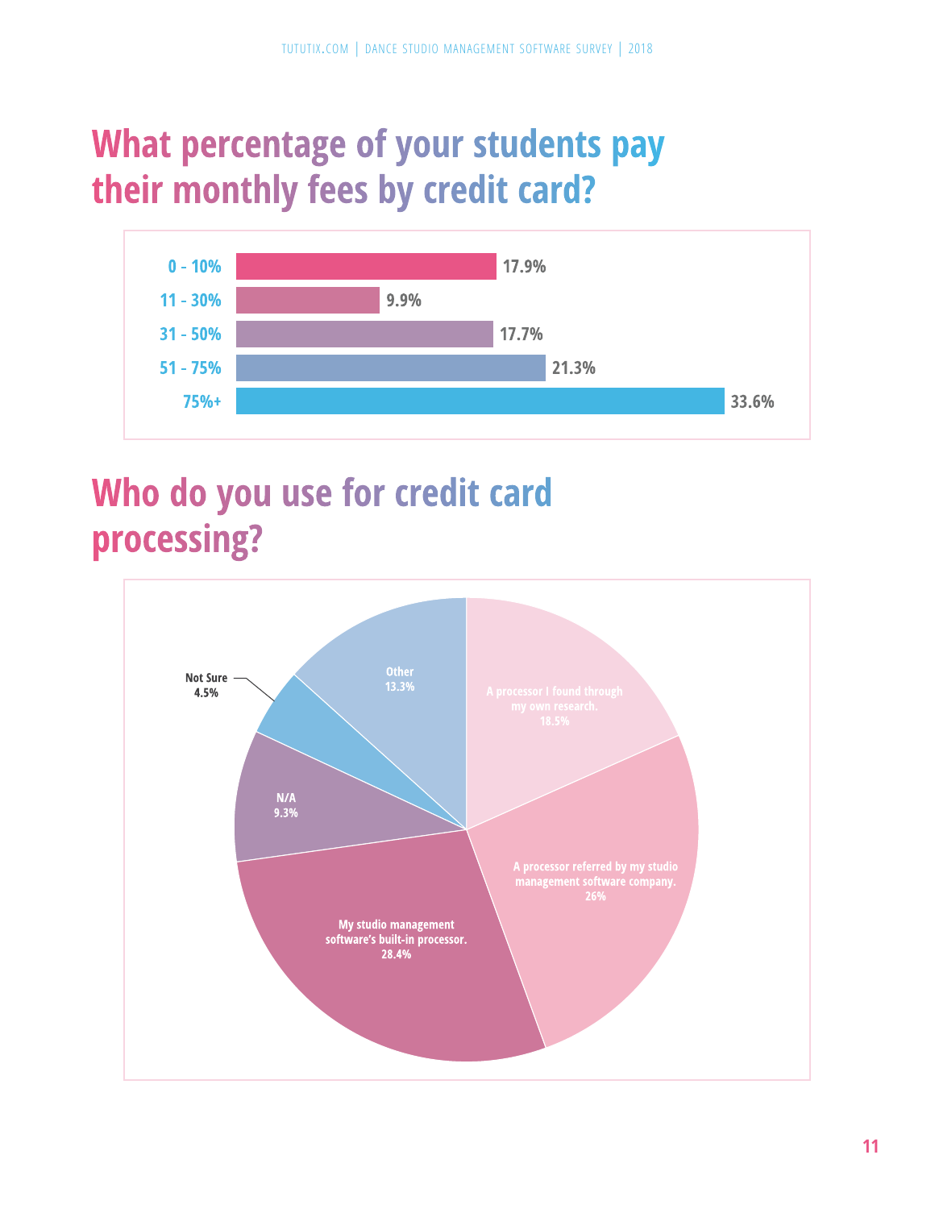## What percentage of your students pay their monthly fees by credit card?

| Percentage of students | Response |
| --- | --- |
| 0 - 10% | 17.9% |
| 11 - 30% | 9.9% |
| 31 - 50% | 17.7% |
| 51 - 75% | 21.3% |
| 75%+ | 33.6% |

## Who do you use for credit card processing?

| Processor | Response |
| --- | --- |
| A processor I found through my own research. | 18.5% |
| A processor referred by my studio management software company. | 26% |
| My studio management software's built-in processor. | 28.4% |
| N/A | 9.3% |
| Not Sure | 4.5% |
| Other | 13.3% |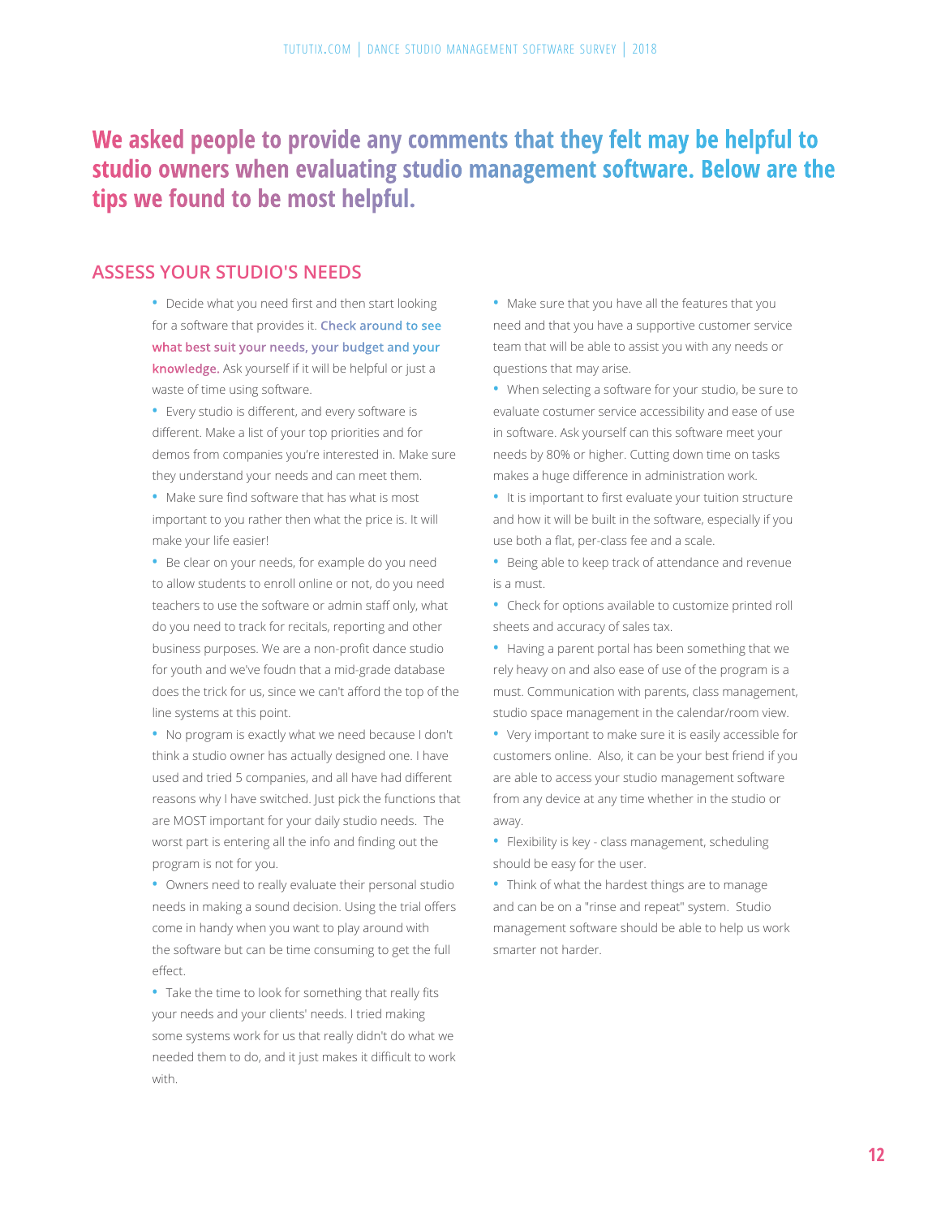## We asked people to provide any comments that they felt may be helpful to studio owners when evaluating studio management software. Below are the tips we found to be most helpful.

### ASSESS YOUR STUDIO'S NEEDS

- Decide what you need first and then start looking for a software that provides it. **Check around to see what best suit your needs, your budget and your knowledge.** Ask yourself if it will be helpful or just a waste of time using software.
- Every studio is different, and every software is different. Make a list of your top priorities and for demos from companies you're interested in. Make sure they understand your needs and can meet them.
- Make sure find software that has what is most important to you rather then what the price is. It will make your life easier!
- Be clear on your needs, for example do you need to allow students to enroll online or not, do you need teachers to use the software or admin staff only, what do you need to track for recitals, reporting and other business purposes. We are a non-profit dance studio for youth and we've foudn that a mid-grade database does the trick for us, since we can't afford the top of the line systems at this point.
- No program is exactly what we need because I don't think a studio owner has actually designed one. I have used and tried 5 companies, and all have had different reasons why I have switched. Just pick the functions that are MOST important for your daily studio needs. The worst part is entering all the info and finding out the program is not for you.
- Owners need to really evaluate their personal studio needs in making a sound decision. Using the trial offers come in handy when you want to play around with the software but can be time consuming to get the full effect.
- Take the time to look for something that really fits your needs and your clients' needs. I tried making some systems work for us that really didn't do what we needed them to do, and it just makes it difficult to work with.
- Make sure that you have all the features that you need and that you have a supportive customer service team that will be able to assist you with any needs or questions that may arise.
- When selecting a software for your studio, be sure to evaluate costumer service accessibility and ease of use in software. Ask yourself can this software meet your needs by 80% or higher. Cutting down time on tasks makes a huge difference in administration work.
- It is important to first evaluate your tuition structure and how it will be built in the software, especially if you use both a flat, per-class fee and a scale.
- Being able to keep track of attendance and revenue is a must.
- Check for options available to customize printed roll sheets and accuracy of sales tax.
- Having a parent portal has been something that we rely heavy on and also ease of use of the program is a must. Communication with parents, class management, studio space management in the calendar/room view.
- Very important to make sure it is easily accessible for customers online. Also, it can be your best friend if you are able to access your studio management software from any device at any time whether in the studio or away.
- Flexibility is key - class management, scheduling should be easy for the user.
- Think of what the hardest things are to manage and can be on a "rinse and repeat" system. Studio management software should be able to help us work smarter not harder.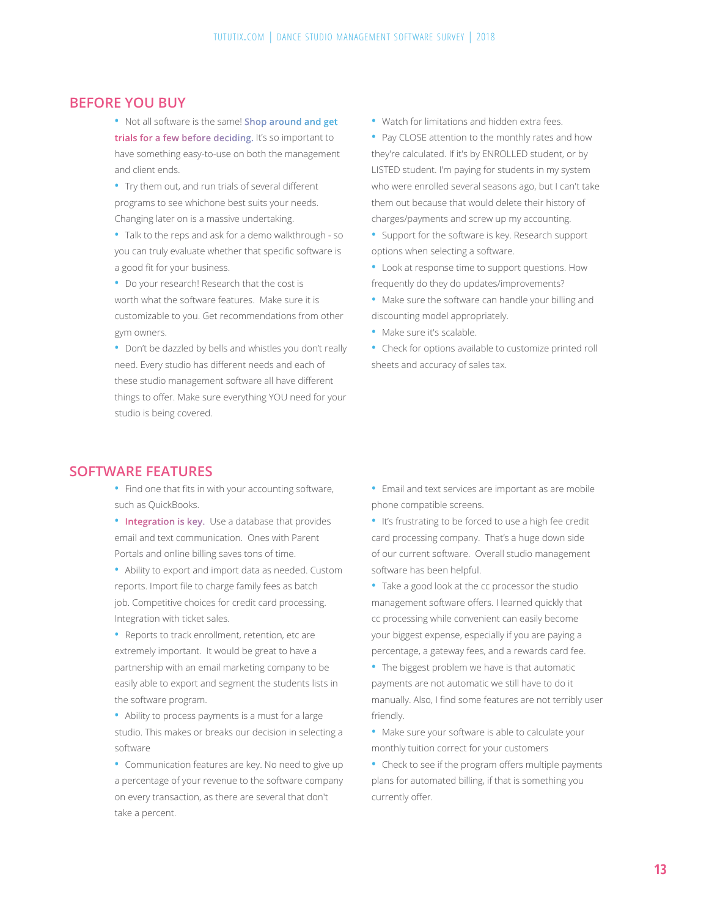## BEFORE YOU BUY

- Not all software is the same! **Shop around and get trials for a few before deciding.** It's so important to have something easy-to-use on both the management and client ends.
- Try them out, and run trials of several different programs to see whichone best suits your needs. Changing later on is a massive undertaking.
- Talk to the reps and ask for a demo walkthrough - so you can truly evaluate whether that specific software is a good fit for your business.
- Do your research! Research that the cost is worth what the software features. Make sure it is customizable to you. Get recommendations from other gym owners.
- Don't be dazzled by bells and whistles you don't really need. Every studio has different needs and each of these studio management software all have different things to offer. Make sure everything YOU need for your studio is being covered.
- Watch for limitations and hidden extra fees.
- Pay CLOSE attention to the monthly rates and how they're calculated. If it's by ENROLLED student, or by LISTED student. I'm paying for students in my system who were enrolled several seasons ago, but I can't take them out because that would delete their history of charges/payments and screw up my accounting.
- Support for the software is key. Research support options when selecting a software.
- Look at response time to support questions. How frequently do they do updates/improvements?
- Make sure the software can handle your billing and discounting model appropriately.
- Make sure it's scalable.
- Check for options available to customize printed roll sheets and accuracy of sales tax.

## SOFTWARE FEATURES

- Find one that fits in with your accounting software, such as QuickBooks.
- **Integration is key.** Use a database that provides email and text communication. Ones with Parent Portals and online billing saves tons of time.
- Ability to export and import data as needed. Custom reports. Import file to charge family fees as batch job. Competitive choices for credit card processing. Integration with ticket sales.
- Reports to track enrollment, retention, etc are extremely important. It would be great to have a partnership with an email marketing company to be easily able to export and segment the students lists in the software program.
- Ability to process payments is a must for a large studio. This makes or breaks our decision in selecting a software
- Communication features are key. No need to give up a percentage of your revenue to the software company on every transaction, as there are several that don't take a percent.
- Email and text services are important as are mobile phone compatible screens.
- It's frustrating to be forced to use a high fee credit card processing company. That's a huge down side of our current software. Overall studio management software has been helpful.
- Take a good look at the cc processor the studio management software offers. I learned quickly that cc processing while convenient can easily become your biggest expense, especially if you are paying a percentage, a gateway fees, and a rewards card fee.
- The biggest problem we have is that automatic payments are not automatic we still have to do it manually. Also, I find some features are not terribly user friendly.
- Make sure your software is able to calculate your monthly tuition correct for your customers
- Check to see if the program offers multiple payments plans for automated billing, if that is something you currently offer.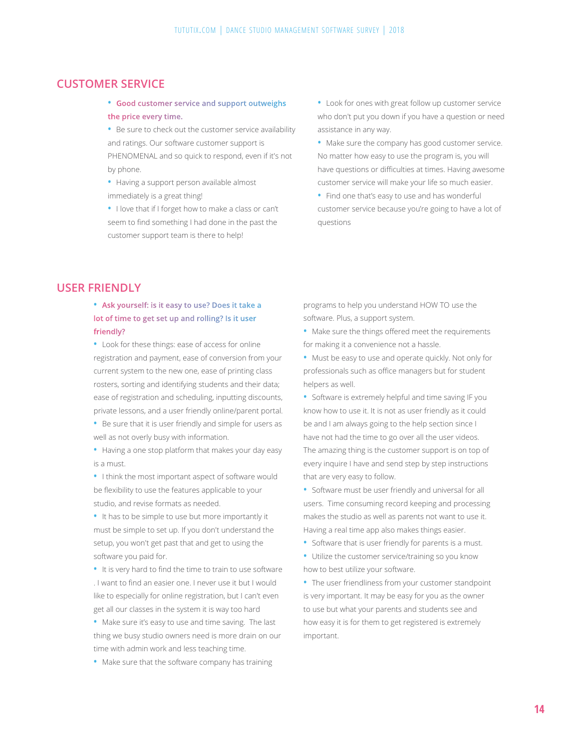## CUSTOMER SERVICE

- **Good customer service and support outweighs the price every time.**
- Be sure to check out the customer service availability and ratings. Our software customer support is PHENOMENAL and so quick to respond, even if it's not by phone.
- Having a support person available almost immediately is a great thing!
- I love that if I forget how to make a class or can't seem to find something I had done in the past the customer support team is there to help!
- Look for ones with great follow up customer service who don't put you down if you have a question or need assistance in any way.
- Make sure the company has good customer service. No matter how easy to use the program is, you will have questions or difficulties at times. Having awesome customer service will make your life so much easier.
- Find one that's easy to use and has wonderful customer service because you're going to have a lot of questions

## USER FRIENDLY

- **Ask yourself: is it easy to use? Does it take a lot of time to get set up and rolling? Is it user friendly?**
- Look for these things: ease of access for online registration and payment, ease of conversion from your current system to the new one, ease of printing class rosters, sorting and identifying students and their data; ease of registration and scheduling, inputting discounts, private lessons, and a user friendly online/parent portal.
- Be sure that it is user friendly and simple for users as well as not overly busy with information.
- Having a one stop platform that makes your day easy is a must.
- I think the most important aspect of software would be flexibility to use the features applicable to your studio, and revise formats as needed.
- It has to be simple to use but more importantly it must be simple to set up. If you don't understand the setup, you won't get past that and get to using the software you paid for.
- It is very hard to find the time to train to use software . I want to find an easier one. I never use it but I would like to especially for online registration, but I can't even get all our classes in the system it is way too hard
- Make sure it's easy to use and time saving. The last thing we busy studio owners need is more drain on our time with admin work and less teaching time.
- Make sure that the software company has training programs to help you understand HOW TO use the software. Plus, a support system.
- Make sure the things offered meet the requirements for making it a convenience not a hassle.
- Must be easy to use and operate quickly. Not only for professionals such as office managers but for student helpers as well.
- Software is extremely helpful and time saving IF you know how to use it. It is not as user friendly as it could be and I am always going to the help section since I have not had the time to go over all the user videos. The amazing thing is the customer support is on top of every inquire I have and send step by step instructions that are very easy to follow.
- Software must be user friendly and universal for all users. Time consuming record keeping and processing makes the studio as well as parents not want to use it. Having a real time app also makes things easier.
- Software that is user friendly for parents is a must.
- Utilize the customer service/training so you know how to best utilize your software.
- The user friendliness from your customer standpoint is very important. It may be easy for you as the owner to use but what your parents and students see and how easy it is for them to get registered is extremely important.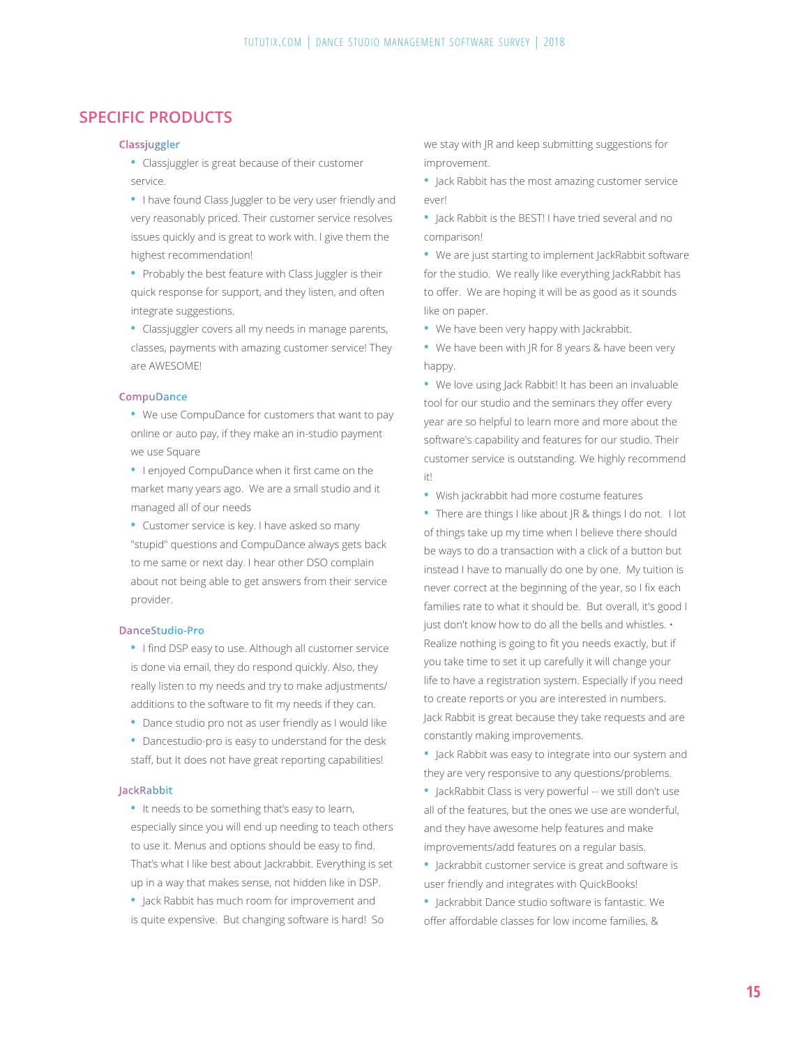## SPECIFIC PRODUCTS

### Classjuggler

- Classjuggler is great because of their customer service.
- I have found Class Juggler to be very user friendly and very reasonably priced. Their customer service resolves issues quickly and is great to work with. I give them the highest recommendation!
- Probably the best feature with Class Juggler is their quick response for support, and they listen, and often integrate suggestions.
- Classjuggler covers all my needs in manage parents, classes, payments with amazing customer service! They are AWESOME!

### CompuDance

- We use CompuDance for customers that want to pay online or auto pay, if they make an in-studio payment we use Square
- I enjoyed CompuDance when it first came on the market many years ago. We are a small studio and it managed all of our needs
- Customer service is key. I have asked so many "stupid" questions and CompuDance always gets back to me same or next day. I hear other DSO complain about not being able to get answers from their service provider.

### DanceStudio-Pro

- I find DSP easy to use. Although all customer service is done via email, they do respond quickly. Also, they really listen to my needs and try to make adjustments/additions to the software to fit my needs if they can.
- Dance studio pro not as user friendly as I would like
- Dancestudio-pro is easy to understand for the desk staff, but It does not have great reporting capabilities!

### JackRabbit

- It needs to be something that's easy to learn, especially since you will end up needing to teach others to use it. Menus and options should be easy to find. That's what I like best about Jackrabbit. Everything is set up in a way that makes sense, not hidden like in DSP.
- Jack Rabbit has much room for improvement and is quite expensive. But changing software is hard! So we stay with JR and keep submitting suggestions for improvement.
- Jack Rabbit has the most amazing customer service ever!
- Jack Rabbit is the BEST! I have tried several and no comparison!
- We are just starting to implement JackRabbit software for the studio. We really like everything JackRabbit has to offer. We are hoping it will be as good as it sounds like on paper.
- We have been very happy with Jackrabbit.
- We have been with JR for 8 years & have been very happy.
- We love using Jack Rabbit! It has been an invaluable tool for our studio and the seminars they offer every year are so helpful to learn more and more about the software's capability and features for our studio. Their customer service is outstanding. We highly recommend it!
- Wish jackrabbit had more costume features
- There are things I like about JR & things I do not. I lot of things take up my time when I believe there should be ways to do a transaction with a click of a button but instead I have to manually do one by one. My tuition is never correct at the beginning of the year, so I fix each families rate to what it should be. But overall, it's good I just don't know how to do all the bells and whistles. • Realize nothing is going to fit you needs exactly, but if you take time to set it up carefully it will change your life to have a registration system. Especially if you need to create reports or you are interested in numbers. Jack Rabbit is great because they take requests and are constantly making improvements.
- Jack Rabbit was easy to integrate into our system and they are very responsive to any questions/problems.
- JackRabbit Class is very powerful -- we still don't use all of the features, but the ones we use are wonderful, and they have awesome help features and make improvements/add features on a regular basis.
- Jackrabbit customer service is great and software is user friendly and integrates with QuickBooks!
- Jackrabbit Dance studio software is fantastic. We offer affordable classes for low income families, &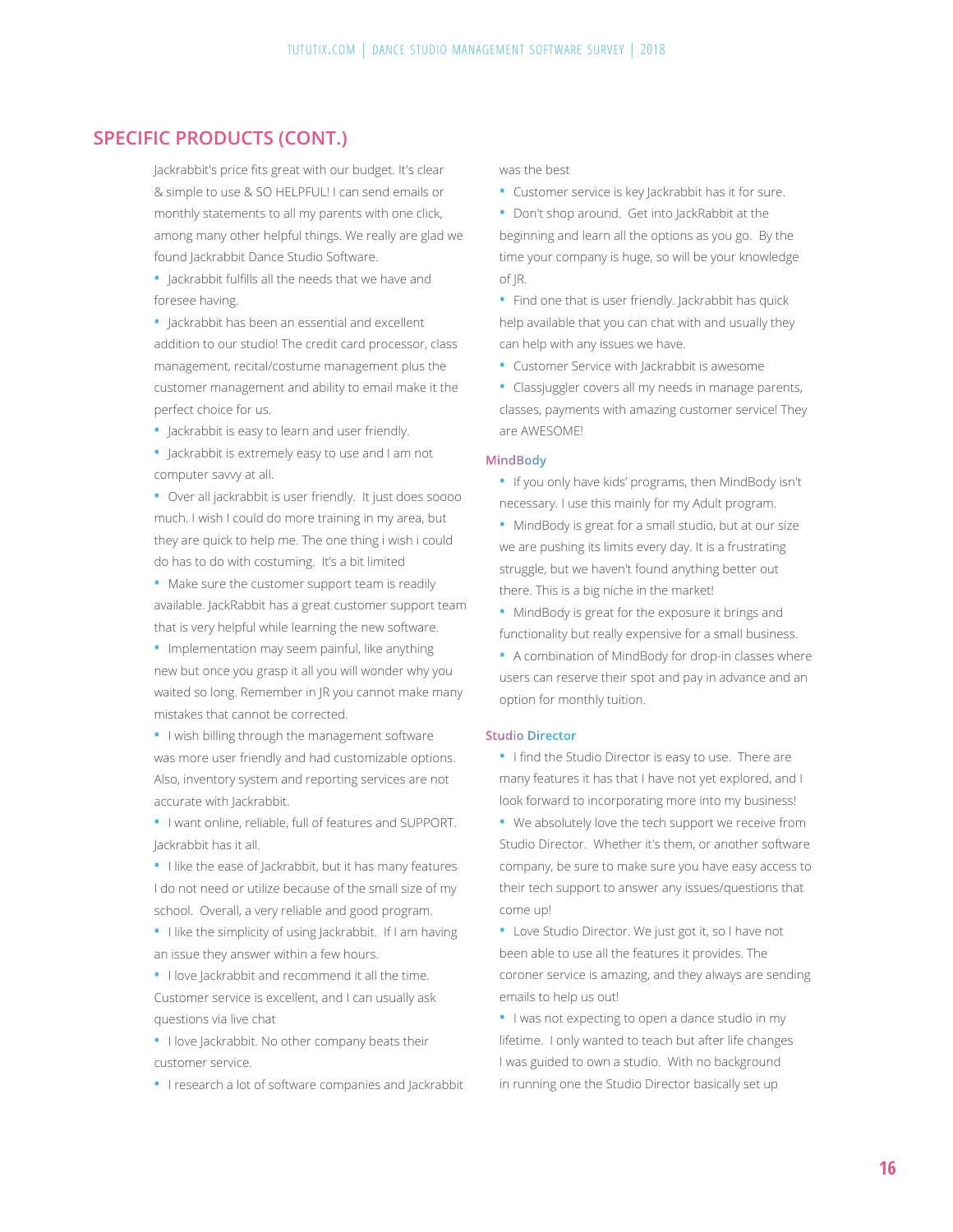## SPECIFIC PRODUCTS (CONT.)

Jackrabbit's price fits great with our budget. It's clear & simple to use & SO HELPFUL! I can send emails or monthly statements to all my parents with one click, among many other helpful things. We really are glad we found Jackrabbit Dance Studio Software.

- Jackrabbit fulfills all the needs that we have and foresee having.
- Jackrabbit has been an essential and excellent addition to our studio! The credit card processor, class management, recital/costume management plus the customer management and ability to email make it the perfect choice for us.
- Jackrabbit is easy to learn and user friendly.
- Jackrabbit is extremely easy to use and I am not computer savvy at all.
- Over all jackrabbit is user friendly. It just does soooo much. I wish I could do more training in my area, but they are quick to help me. The one thing i wish i could do has to do with costuming. It's a bit limited
- Make sure the customer support team is readily available. JackRabbit has a great customer support team that is very helpful while learning the new software.
- Implementation may seem painful, like anything new but once you grasp it all you will wonder why you waited so long. Remember in JR you cannot make many mistakes that cannot be corrected.
- I wish billing through the management software was more user friendly and had customizable options. Also, inventory system and reporting services are not accurate with Jackrabbit.
- I want online, reliable, full of features and SUPPORT. Jackrabbit has it all.
- I like the ease of Jackrabbit, but it has many features I do not need or utilize because of the small size of my school. Overall, a very reliable and good program.
- I like the simplicity of using Jackrabbit. If I am having an issue they answer within a few hours.
- I love Jackrabbit and recommend it all the time. Customer service is excellent, and I can usually ask questions via live chat
- I love Jackrabbit. No other company beats their customer service.
- I research a lot of software companies and Jackrabbit was the best
- Customer service is key Jackrabbit has it for sure.
- Don't shop around. Get into JackRabbit at the beginning and learn all the options as you go. By the time your company is huge, so will be your knowledge of JR.
- Find one that is user friendly. Jackrabbit has quick help available that you can chat with and usually they can help with any issues we have.
- Customer Service with Jackrabbit is awesome
- Classjuggler covers all my needs in manage parents, classes, payments with amazing customer service! They are AWESOME!

### MindBody

- If you only have kids' programs, then MindBody isn't necessary. I use this mainly for my Adult program.
- MindBody is great for a small studio, but at our size we are pushing its limits every day. It is a frustrating struggle, but we haven't found anything better out there. This is a big niche in the market!
- MindBody is great for the exposure it brings and functionality but really expensive for a small business.
- A combination of MindBody for drop-in classes where users can reserve their spot and pay in advance and an option for monthly tuition.

### Studio Director

- I find the Studio Director is easy to use. There are many features it has that I have not yet explored, and I look forward to incorporating more into my business!
- We absolutely love the tech support we receive from Studio Director. Whether it's them, or another software company, be sure to make sure you have easy access to their tech support to answer any issues/questions that come up!
- Love Studio Director. We just got it, so I have not been able to use all the features it provides. The coroner service is amazing, and they always are sending emails to help us out!
- I was not expecting to open a dance studio in my lifetime. I only wanted to teach but after life changes I was guided to own a studio. With no background in running one the Studio Director basically set up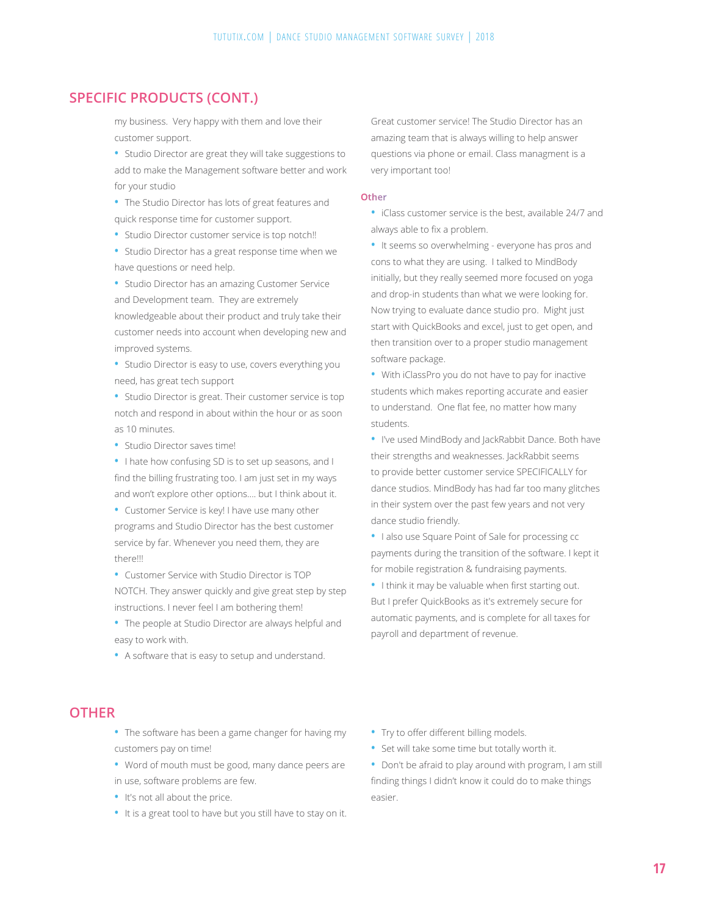## SPECIFIC PRODUCTS (CONT.)

my business. Very happy with them and love their customer support.

- Studio Director are great they will take suggestions to add to make the Management software better and work for your studio
- The Studio Director has lots of great features and quick response time for customer support.
- Studio Director customer service is top notch!!
- Studio Director has a great response time when we have questions or need help.
- Studio Director has an amazing Customer Service and Development team. They are extremely knowledgeable about their product and truly take their customer needs into account when developing new and improved systems.
- Studio Director is easy to use, covers everything you need, has great tech support
- Studio Director is great. Their customer service is top notch and respond in about within the hour or as soon as 10 minutes.
- Studio Director saves time!
- I hate how confusing SD is to set up seasons, and I find the billing frustrating too. I am just set in my ways and won't explore other options.... but I think about it.
- Customer Service is key! I have use many other programs and Studio Director has the best customer service by far. Whenever you need them, they are there!!!
- Customer Service with Studio Director is TOP NOTCH. They answer quickly and give great step by step instructions. I never feel I am bothering them!
- The people at Studio Director are always helpful and easy to work with.
- A software that is easy to setup and understand. Great customer service! The Studio Director has an amazing team that is always willing to help answer questions via phone or email. Class managment is a very important too!

### Other

- iClass customer service is the best, available 24/7 and always able to fix a problem.
- It seems so overwhelming - everyone has pros and cons to what they are using. I talked to MindBody initially, but they really seemed more focused on yoga and drop-in students than what we were looking for. Now trying to evaluate dance studio pro. Might just start with QuickBooks and excel, just to get open, and then transition over to a proper studio management software package.
- With iClassPro you do not have to pay for inactive students which makes reporting accurate and easier to understand. One flat fee, no matter how many students.
- I've used MindBody and JackRabbit Dance. Both have their strengths and weaknesses. JackRabbit seems to provide better customer service SPECIFICALLY for dance studios. MindBody has had far too many glitches in their system over the past few years and not very dance studio friendly.
- I also use Square Point of Sale for processing cc payments during the transition of the software. I kept it for mobile registration & fundraising payments.
- I think it may be valuable when first starting out. But I prefer QuickBooks as it's extremely secure for automatic payments, and is complete for all taxes for payroll and department of revenue.

## OTHER

- The software has been a game changer for having my customers pay on time!
- Word of mouth must be good, many dance peers are in use, software problems are few.
- It's not all about the price.
- It is a great tool to have but you still have to stay on it.
- Try to offer different billing models.
- Set will take some time but totally worth it.
- Don't be afraid to play around with program, I am still finding things I didn't know it could do to make things easier.